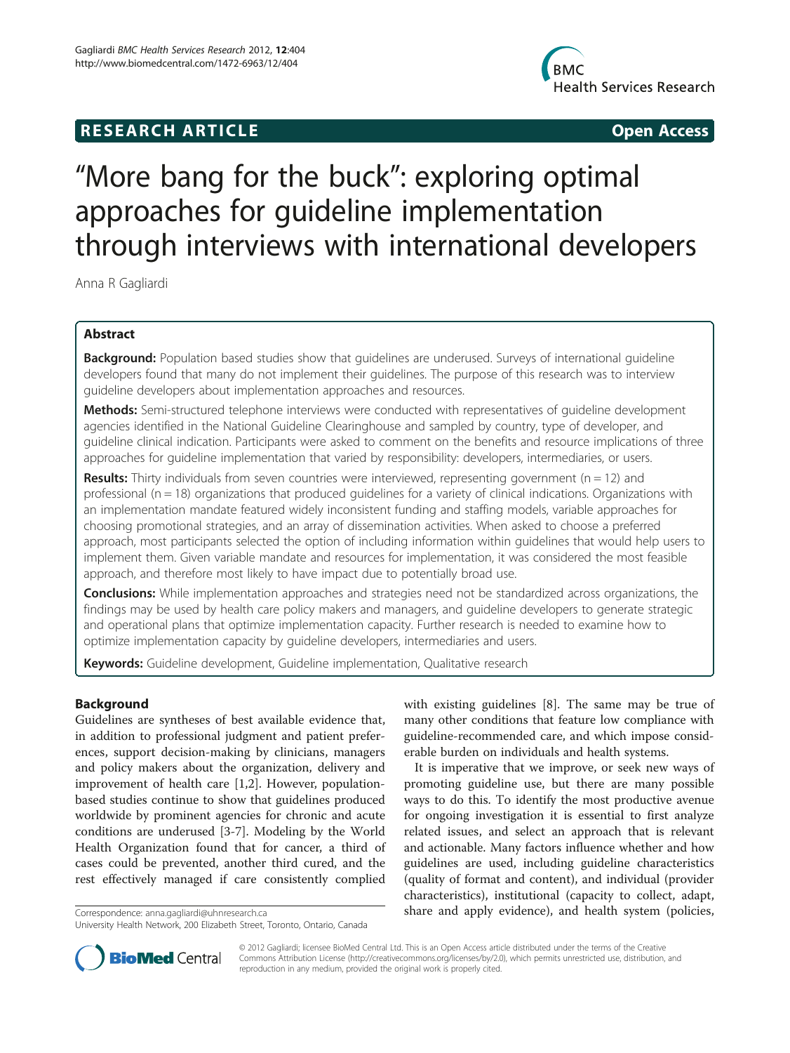RESEARCH ARTICLE Open Access

# "More bang for the buck": exploring optimal approaches for guideline implementation through interviews with international developers

Anna R Gagliardi

## Abstract

**Background:** Population based studies show that guidelines are underused. Surveys of international guideline developers found that many do not implement their guidelines. The purpose of this research was to interview guideline developers about implementation approaches and resources.

**Methods:** Semi-structured telephone interviews were conducted with representatives of guideline development agencies identified in the National Guideline Clearinghouse and sampled by country, type of developer, and guideline clinical indication. Participants were asked to comment on the benefits and resource implications of three approaches for guideline implementation that varied by responsibility: developers, intermediaries, or users.

**Results:** Thirty individuals from seven countries were interviewed, representing government (n = 12) and professional (n = 18) organizations that produced guidelines for a variety of clinical indications. Organizations with an implementation mandate featured widely inconsistent funding and staffing models, variable approaches for choosing promotional strategies, and an array of dissemination activities. When asked to choose a preferred approach, most participants selected the option of including information within guidelines that would help users to implement them. Given variable mandate and resources for implementation, it was considered the most feasible approach, and therefore most likely to have impact due to potentially broad use.

**Conclusions:** While implementation approaches and strategies need not be standardized across organizations, the findings may be used by health care policy makers and managers, and guideline developers to generate strategic and operational plans that optimize implementation capacity. Further research is needed to examine how to optimize implementation capacity by guideline developers, intermediaries and users.

**Keywords:** Guideline development, Guideline implementation, Qualitative research

## Background

Guidelines are syntheses of best available evidence that, in addition to professional judgment and patient preferences, support decision-making by clinicians, managers and policy makers about the organization, delivery and improvement of health care [1,2]. However, population-based studies continue to show that guidelines produced worldwide by prominent agencies for chronic and acute conditions are underused [3-7]. Modeling by the World Health Organization found that for cancer, a third of cases could be prevented, another third cured, and the rest effectively managed if care consistently complied with existing guidelines [8]. The same may be true of many other conditions that feature low compliance with guideline-recommended care, and which impose considerable burden on individuals and health systems.

It is imperative that we improve, or seek new ways of promoting guideline use, but there are many possible ways to do this. To identify the most productive avenue for ongoing investigation it is essential to first analyze related issues, and select an approach that is relevant and actionable. Many factors influence whether and how guidelines are used, including guideline characteristics (quality of format and content), and individual (provider characteristics), institutional (capacity to collect, adapt, share and apply evidence), and health system (policies,

Correspondence: anna.gagliardi@uhnresearch.ca
University Health Network, 200 Elizabeth Street, Toronto, Ontario, Canada

© 2012 Gagliardi; licensee BioMed Central Ltd. This is an Open Access article distributed under the terms of the Creative Commons Attribution License (http://creativecommons.org/licenses/by/2.0), which permits unrestricted use, distribution, and reproduction in any medium, provided the original work is properly cited.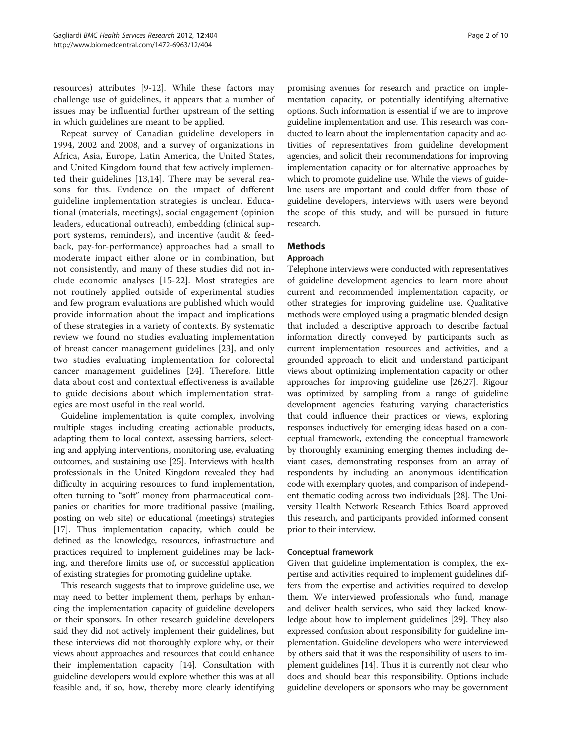resources) attributes [9-12]. While these factors may challenge use of guidelines, it appears that a number of issues may be influential further upstream of the setting in which guidelines are meant to be applied.

Repeat survey of Canadian guideline developers in 1994, 2002 and 2008, and a survey of organizations in Africa, Asia, Europe, Latin America, the United States, and United Kingdom found that few actively implemented their guidelines [13,14]. There may be several reasons for this. Evidence on the impact of different guideline implementation strategies is unclear. Educational (materials, meetings), social engagement (opinion leaders, educational outreach), embedding (clinical support systems, reminders), and incentive (audit & feedback, pay-for-performance) approaches had a small to moderate impact either alone or in combination, but not consistently, and many of these studies did not include economic analyses [15-22]. Most strategies are not routinely applied outside of experimental studies and few program evaluations are published which would provide information about the impact and implications of these strategies in a variety of contexts. By systematic review we found no studies evaluating implementation of breast cancer management guidelines [23], and only two studies evaluating implementation for colorectal cancer management guidelines [24]. Therefore, little data about cost and contextual effectiveness is available to guide decisions about which implementation strategies are most useful in the real world.

Guideline implementation is quite complex, involving multiple stages including creating actionable products, adapting them to local context, assessing barriers, selecting and applying interventions, monitoring use, evaluating outcomes, and sustaining use [25]. Interviews with health professionals in the United Kingdom revealed they had difficulty in acquiring resources to fund implementation, often turning to "soft" money from pharmaceutical companies or charities for more traditional passive (mailing, posting on web site) or educational (meetings) strategies [17]. Thus implementation capacity, which could be defined as the knowledge, resources, infrastructure and practices required to implement guidelines may be lacking, and therefore limits use of, or successful application of existing strategies for promoting guideline uptake.

This research suggests that to improve guideline use, we may need to better implement them, perhaps by enhancing the implementation capacity of guideline developers or their sponsors. In other research guideline developers said they did not actively implement their guidelines, but these interviews did not thoroughly explore why, or their views about approaches and resources that could enhance their implementation capacity [14]. Consultation with guideline developers would explore whether this was at all feasible and, if so, how, thereby more clearly identifying promising avenues for research and practice on implementation capacity, or potentially identifying alternative options. Such information is essential if we are to improve guideline implementation and use. This research was conducted to learn about the implementation capacity and activities of representatives from guideline development agencies, and solicit their recommendations for improving implementation capacity or for alternative approaches by which to promote guideline use. While the views of guideline users are important and could differ from those of guideline developers, interviews with users were beyond the scope of this study, and will be pursued in future research.

## Methods

### Approach

Telephone interviews were conducted with representatives of guideline development agencies to learn more about current and recommended implementation capacity, or other strategies for improving guideline use. Qualitative methods were employed using a pragmatic blended design that included a descriptive approach to describe factual information directly conveyed by participants such as current implementation resources and activities, and a grounded approach to elicit and understand participant views about optimizing implementation capacity or other approaches for improving guideline use [26,27]. Rigour was optimized by sampling from a range of guideline development agencies featuring varying characteristics that could influence their practices or views, exploring responses inductively for emerging ideas based on a conceptual framework, extending the conceptual framework by thoroughly examining emerging themes including deviant cases, demonstrating responses from an array of respondents by including an anonymous identification code with exemplary quotes, and comparison of independent thematic coding across two individuals [28]. The University Health Network Research Ethics Board approved this research, and participants provided informed consent prior to their interview.

### Conceptual framework

Given that guideline implementation is complex, the expertise and activities required to implement guidelines differs from the expertise and activities required to develop them. We interviewed professionals who fund, manage and deliver health services, who said they lacked knowledge about how to implement guidelines [29]. They also expressed confusion about responsibility for guideline implementation. Guideline developers who were interviewed by others said that it was the responsibility of users to implement guidelines [14]. Thus it is currently not clear who does and should bear this responsibility. Options include guideline developers or sponsors who may be government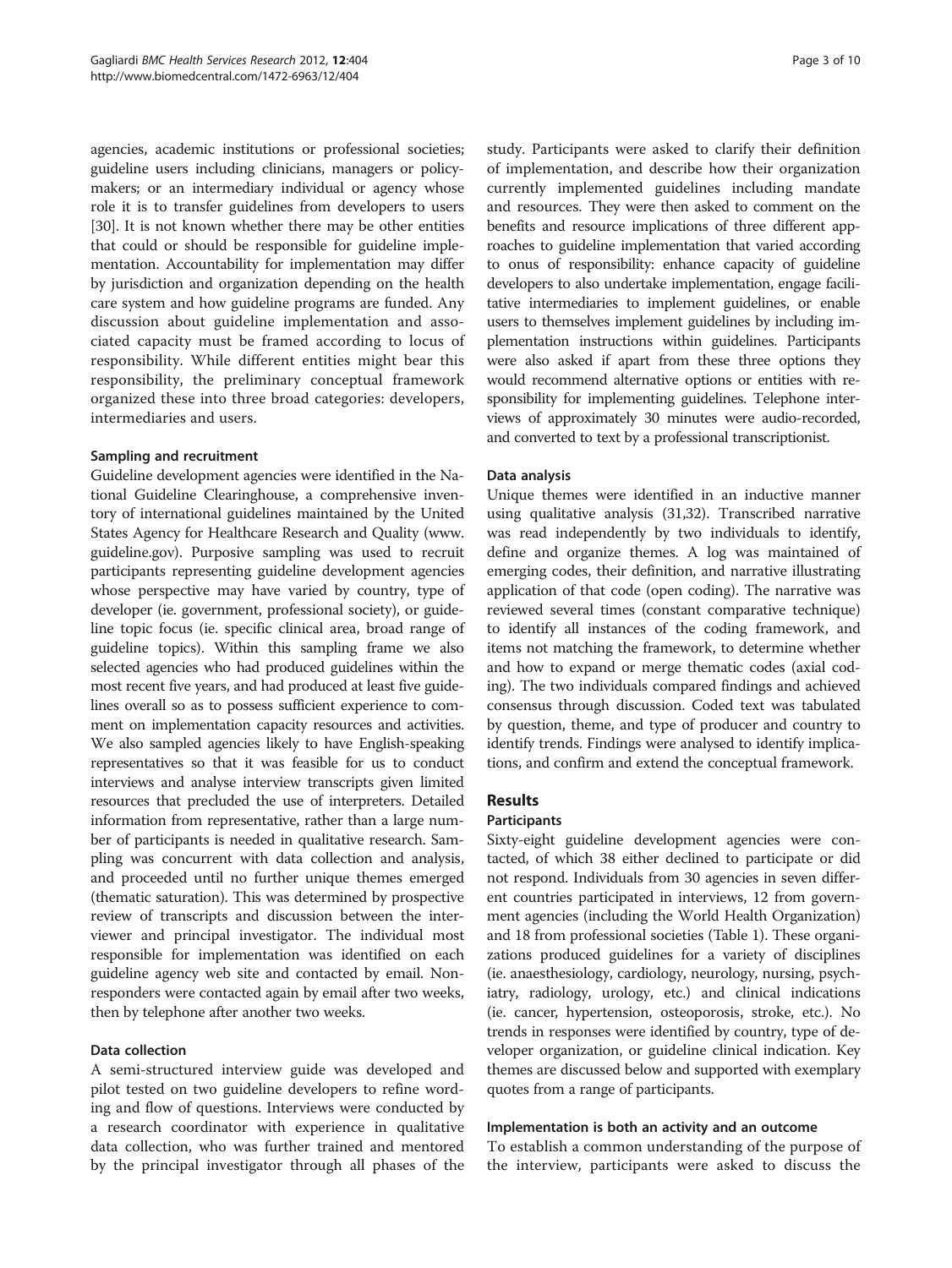agencies, academic institutions or professional societies; guideline users including clinicians, managers or policy-makers; or an intermediary individual or agency whose role it is to transfer guidelines from developers to users [30]. It is not known whether there may be other entities that could or should be responsible for guideline implementation. Accountability for implementation may differ by jurisdiction and organization depending on the health care system and how guideline programs are funded. Any discussion about guideline implementation and associated capacity must be framed according to locus of responsibility. While different entities might bear this responsibility, the preliminary conceptual framework organized these into three broad categories: developers, intermediaries and users.

### Sampling and recruitment

Guideline development agencies were identified in the National Guideline Clearinghouse, a comprehensive inventory of international guidelines maintained by the United States Agency for Healthcare Research and Quality (www.guideline.gov). Purposive sampling was used to recruit participants representing guideline development agencies whose perspective may have varied by country, type of developer (ie. government, professional society), or guideline topic focus (ie. specific clinical area, broad range of guideline topics). Within this sampling frame we also selected agencies who had produced guidelines within the most recent five years, and had produced at least five guidelines overall so as to possess sufficient experience to comment on implementation capacity resources and activities. We also sampled agencies likely to have English-speaking representatives so that it was feasible for us to conduct interviews and analyse interview transcripts given limited resources that precluded the use of interpreters. Detailed information from representative, rather than a large number of participants is needed in qualitative research. Sampling was concurrent with data collection and analysis, and proceeded until no further unique themes emerged (thematic saturation). This was determined by prospective review of transcripts and discussion between the interviewer and principal investigator. The individual most responsible for implementation was identified on each guideline agency web site and contacted by email. Non-responders were contacted again by email after two weeks, then by telephone after another two weeks.

### Data collection

A semi-structured interview guide was developed and pilot tested on two guideline developers to refine wording and flow of questions. Interviews were conducted by a research coordinator with experience in qualitative data collection, who was further trained and mentored by the principal investigator through all phases of the study. Participants were asked to clarify their definition of implementation, and describe how their organization currently implemented guidelines including mandate and resources. They were then asked to comment on the benefits and resource implications of three different approaches to guideline implementation that varied according to onus of responsibility: enhance capacity of guideline developers to also undertake implementation, engage facilitative intermediaries to implement guidelines, or enable users to themselves implement guidelines by including implementation instructions within guidelines. Participants were also asked if apart from these three options they would recommend alternative options or entities with responsibility for implementing guidelines. Telephone interviews of approximately 30 minutes were audio-recorded, and converted to text by a professional transcriptionist.

### Data analysis

Unique themes were identified in an inductive manner using qualitative analysis (31,32). Transcribed narrative was read independently by two individuals to identify, define and organize themes. A log was maintained of emerging codes, their definition, and narrative illustrating application of that code (open coding). The narrative was reviewed several times (constant comparative technique) to identify all instances of the coding framework, and items not matching the framework, to determine whether and how to expand or merge thematic codes (axial coding). The two individuals compared findings and achieved consensus through discussion. Coded text was tabulated by question, theme, and type of producer and country to identify trends. Findings were analysed to identify implications, and confirm and extend the conceptual framework.

## Results

### Participants

Sixty-eight guideline development agencies were contacted, of which 38 either declined to participate or did not respond. Individuals from 30 agencies in seven different countries participated in interviews, 12 from government agencies (including the World Health Organization) and 18 from professional societies (Table 1). These organizations produced guidelines for a variety of disciplines (ie. anaesthesiology, cardiology, neurology, nursing, psychiatry, radiology, urology, etc.) and clinical indications (ie. cancer, hypertension, osteoporosis, stroke, etc.). No trends in responses were identified by country, type of developer organization, or guideline clinical indication. Key themes are discussed below and supported with exemplary quotes from a range of participants.

### Implementation is both an activity and an outcome

To establish a common understanding of the purpose of the interview, participants were asked to discuss the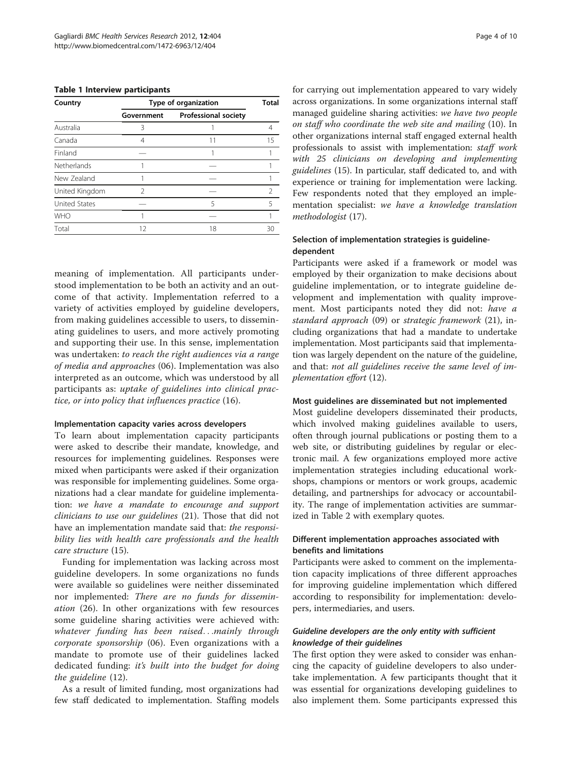**Table 1 Interview participants**

| Country | Type of organization | | Total |
|---|---|---|---|
| | Government | Professional society | |
| Australia | 3 | 1 | 4 |
| Canada | 4 | 11 | 15 |
| Finland | — | 1 | 1 |
| Netherlands | 1 | — | 1 |
| New Zealand | 1 | — | 1 |
| United Kingdom | 2 | — | 2 |
| United States | — | 5 | 5 |
| WHO | 1 | — | 1 |
| Total | 12 | 18 | 30 |

meaning of implementation. All participants understood implementation to be both an activity and an outcome of that activity. Implementation referred to a variety of activities employed by guideline developers, from making guidelines accessible to users, to disseminating guidelines to users, and more actively promoting and supporting their use. In this sense, implementation was undertaken: *to reach the right audiences via a range of media and approaches* (06). Implementation was also interpreted as an outcome, which was understood by all participants as: *uptake of guidelines into clinical practice, or into policy that influences practice* (16).

#### Implementation capacity varies across developers

To learn about implementation capacity participants were asked to describe their mandate, knowledge, and resources for implementing guidelines. Responses were mixed when participants were asked if their organization was responsible for implementing guidelines. Some organizations had a clear mandate for guideline implementation: *we have a mandate to encourage and support clinicians to use our guidelines* (21). Those that did not have an implementation mandate said that: *the responsibility lies with health care professionals and the health care structure* (15).

Funding for implementation was lacking across most guideline developers. In some organizations no funds were available so guidelines were neither disseminated nor implemented: *There are no funds for dissemination* (26). In other organizations with few resources some guideline sharing activities were achieved with: *whatever funding has been raised…mainly through corporate sponsorship* (06). Even organizations with a mandate to promote use of their guidelines lacked dedicated funding: *it's built into the budget for doing the guideline* (12).

As a result of limited funding, most organizations had few staff dedicated to implementation. Staffing models for carrying out implementation appeared to vary widely across organizations. In some organizations internal staff managed guideline sharing activities: *we have two people on staff who coordinate the web site and mailing* (10). In other organizations internal staff engaged external health professionals to assist with implementation: *staff work with 25 clinicians on developing and implementing guidelines* (15). In particular, staff dedicated to, and with experience or training for implementation were lacking. Few respondents noted that they employed an implementation specialist: *we have a knowledge translation methodologist* (17).

#### Selection of implementation strategies is guideline-dependent

Participants were asked if a framework or model was employed by their organization to make decisions about guideline implementation, or to integrate guideline development and implementation with quality improvement. Most participants noted they did not: *have a standard approach* (09) or *strategic framework* (21), including organizations that had a mandate to undertake implementation. Most participants said that implementation was largely dependent on the nature of the guideline, and that: *not all guidelines receive the same level of implementation effort* (12).

#### Most guidelines are disseminated but not implemented

Most guideline developers disseminated their products, which involved making guidelines available to users, often through journal publications or posting them to a web site, or distributing guidelines by regular or electronic mail. A few organizations employed more active implementation strategies including educational workshops, champions or mentors or work groups, academic detailing, and partnerships for advocacy or accountability. The range of implementation activities are summarized in Table 2 with exemplary quotes.

#### Different implementation approaches associated with benefits and limitations

Participants were asked to comment on the implementation capacity implications of three different approaches for improving guideline implementation which differed according to responsibility for implementation: developers, intermediaries, and users.

##### *Guideline developers are the only entity with sufficient knowledge of their guidelines*

The first option they were asked to consider was enhancing the capacity of guideline developers to also undertake implementation. A few participants thought that it was essential for organizations developing guidelines to also implement them. Some participants expressed this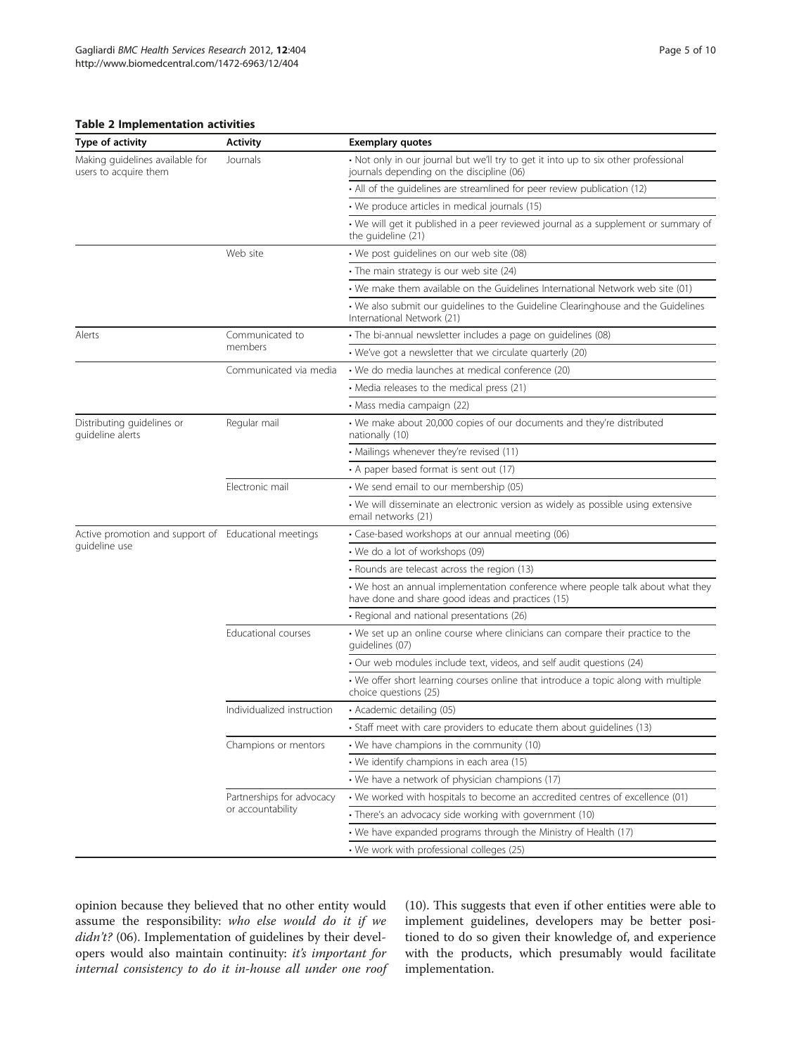**Table 2 Implementation activities**

| Type of activity | Activity | Exemplary quotes |
|---|---|---|
| Making guidelines available for users to acquire them | Journals | • Not only in our journal but we'll try to get it into up to six other professional journals depending on the discipline (06) |
| | | • All of the guidelines are streamlined for peer review publication (12) |
| | | • We produce articles in medical journals (15) |
| | | • We will get it published in a peer reviewed journal as a supplement or summary of the guideline (21) |
| | Web site | • We post guidelines on our web site (08) |
| | | • The main strategy is our web site (24) |
| | | • We make them available on the Guidelines International Network web site (01) |
| | | • We also submit our guidelines to the Guideline Clearinghouse and the Guidelines International Network (21) |
| Alerts | Communicated to members | • The bi-annual newsletter includes a page on guidelines (08) |
| | | • We've got a newsletter that we circulate quarterly (20) |
| | Communicated via media | • We do media launches at medical conference (20) |
| | | • Media releases to the medical press (21) |
| | | • Mass media campaign (22) |
| Distributing guidelines or guideline alerts | Regular mail | • We make about 20,000 copies of our documents and they're distributed nationally (10) |
| | | • Mailings whenever they're revised (11) |
| | | • A paper based format is sent out (17) |
| | Electronic mail | • We send email to our membership (05) |
| | | • We will disseminate an electronic version as widely as possible using extensive email networks (21) |
| Active promotion and support of guideline use | Educational meetings | • Case-based workshops at our annual meeting (06) |
| | | • We do a lot of workshops (09) |
| | | • Rounds are telecast across the region (13) |
| | | • We host an annual implementation conference where people talk about what they have done and share good ideas and practices (15) |
| | | • Regional and national presentations (26) |
| | Educational courses | • We set up an online course where clinicians can compare their practice to the guidelines (07) |
| | | • Our web modules include text, videos, and self audit questions (24) |
| | | • We offer short learning courses online that introduce a topic along with multiple choice questions (25) |
| | Individualized instruction | • Academic detailing (05) |
| | | • Staff meet with care providers to educate them about guidelines (13) |
| | Champions or mentors | • We have champions in the community (10) |
| | | • We identify champions in each area (15) |
| | | • We have a network of physician champions (17) |
| | Partnerships for advocacy or accountability | • We worked with hospitals to become an accredited centres of excellence (01) |
| | | • There's an advocacy side working with government (10) |
| | | • We have expanded programs through the Ministry of Health (17) |
| | | • We work with professional colleges (25) |

opinion because they believed that no other entity would assume the responsibility: *who else would do it if we didn't?* (06). Implementation of guidelines by their developers would also maintain continuity: *it's important for internal consistency to do it in-house all under one roof* (10). This suggests that even if other entities were able to implement guidelines, developers may be better positioned to do so given their knowledge of, and experience with the products, which presumably would facilitate implementation.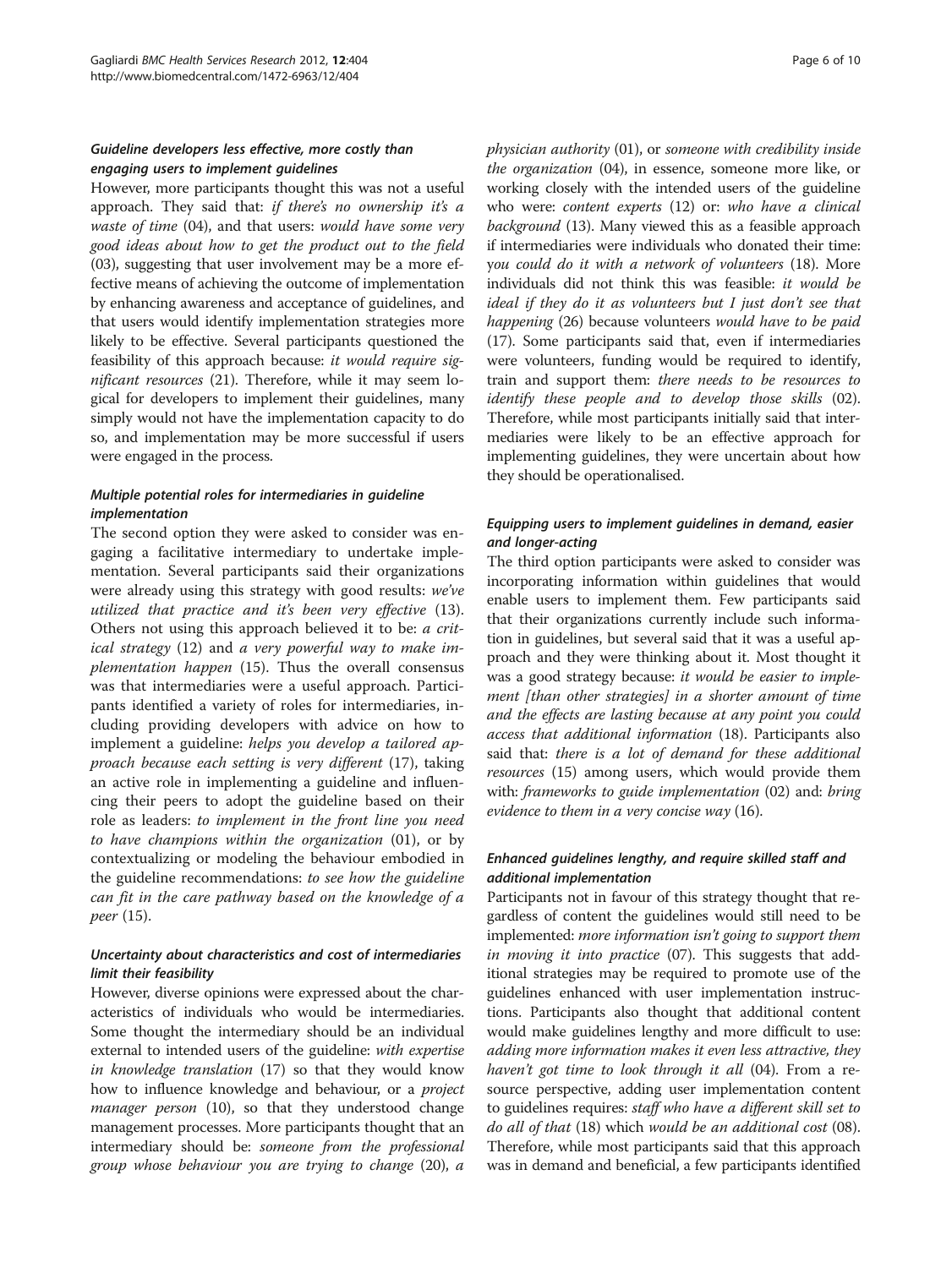### *Guideline developers less effective, more costly than engaging users to implement guidelines*

However, more participants thought this was not a useful approach. They said that: *if there's no ownership it's a waste of time* (04), and that users: *would have some very good ideas about how to get the product out to the field* (03), suggesting that user involvement may be a more effective means of achieving the outcome of implementation by enhancing awareness and acceptance of guidelines, and that users would identify implementation strategies more likely to be effective. Several participants questioned the feasibility of this approach because: *it would require significant resources* (21). Therefore, while it may seem logical for developers to implement their guidelines, many simply would not have the implementation capacity to do so, and implementation may be more successful if users were engaged in the process.

### *Multiple potential roles for intermediaries in guideline implementation*

The second option they were asked to consider was engaging a facilitative intermediary to undertake implementation. Several participants said their organizations were already using this strategy with good results: *we've utilized that practice and it's been very effective* (13). Others not using this approach believed it to be: *a critical strategy* (12) and *a very powerful way to make implementation happen* (15). Thus the overall consensus was that intermediaries were a useful approach. Participants identified a variety of roles for intermediaries, including providing developers with advice on how to implement a guideline: *helps you develop a tailored approach because each setting is very different* (17), taking an active role in implementing a guideline and influencing their peers to adopt the guideline based on their role as leaders: *to implement in the front line you need to have champions within the organization* (01), or by contextualizing or modeling the behaviour embodied in the guideline recommendations: *to see how the guideline can fit in the care pathway based on the knowledge of a peer* (15).

### *Uncertainty about characteristics and cost of intermediaries limit their feasibility*

However, diverse opinions were expressed about the characteristics of individuals who would be intermediaries. Some thought the intermediary should be an individual external to intended users of the guideline: *with expertise in knowledge translation* (17) so that they would know how to influence knowledge and behaviour, or a *project manager person* (10), so that they understood change management processes. More participants thought that an intermediary should be: *someone from the professional group whose behaviour you are trying to change* (20), *a physician authority* (01), or *someone with credibility inside the organization* (04), in essence, someone more like, or working closely with the intended users of the guideline who were: *content experts* (12) or: *who have a clinical background* (13). Many viewed this as a feasible approach if intermediaries were individuals who donated their time: *you could do it with a network of volunteers* (18). More individuals did not think this was feasible: *it would be ideal if they do it as volunteers but I just don't see that happening* (26) because volunteers *would have to be paid* (17). Some participants said that, even if intermediaries were volunteers, funding would be required to identify, train and support them: *there needs to be resources to identify these people and to develop those skills* (02). Therefore, while most participants initially said that intermediaries were likely to be an effective approach for implementing guidelines, they were uncertain about how they should be operationalised.

### *Equipping users to implement guidelines in demand, easier and longer-acting*

The third option participants were asked to consider was incorporating information within guidelines that would enable users to implement them. Few participants said that their organizations currently include such information in guidelines, but several said that it was a useful approach and they were thinking about it. Most thought it was a good strategy because: *it would be easier to implement [than other strategies] in a shorter amount of time and the effects are lasting because at any point you could access that additional information* (18). Participants also said that: *there is a lot of demand for these additional resources* (15) among users, which would provide them with: *frameworks to guide implementation* (02) and: *bring evidence to them in a very concise way* (16).

### *Enhanced guidelines lengthy, and require skilled staff and additional implementation*

Participants not in favour of this strategy thought that regardless of content the guidelines would still need to be implemented: *more information isn't going to support them in moving it into practice* (07). This suggests that additional strategies may be required to promote use of the guidelines enhanced with user implementation instructions. Participants also thought that additional content would make guidelines lengthy and more difficult to use: *adding more information makes it even less attractive, they haven't got time to look through it all* (04). From a resource perspective, adding user implementation content to guidelines requires: *staff who have a different skill set to do all of that* (18) which *would be an additional cost* (08). Therefore, while most participants said that this approach was in demand and beneficial, a few participants identified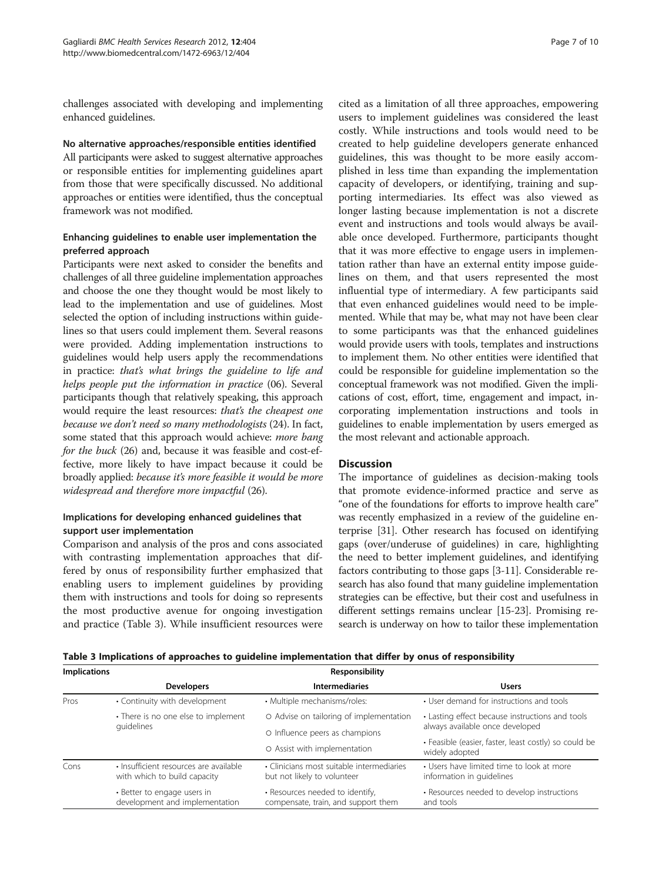challenges associated with developing and implementing enhanced guidelines.

#### No alternative approaches/responsible entities identified

All participants were asked to suggest alternative approaches or responsible entities for implementing guidelines apart from those that were specifically discussed. No additional approaches or entities were identified, thus the conceptual framework was not modified.

#### Enhancing guidelines to enable user implementation the preferred approach

Participants were next asked to consider the benefits and challenges of all three guideline implementation approaches and choose the one they thought would be most likely to lead to the implementation and use of guidelines. Most selected the option of including instructions within guidelines so that users could implement them. Several reasons were provided. Adding implementation instructions to guidelines would help users apply the recommendations in practice: *that's what brings the guideline to life and helps people put the information in practice* (06). Several participants though that relatively speaking, this approach would require the least resources: *that's the cheapest one because we don't need so many methodologists* (24). In fact, some stated that this approach would achieve: *more bang for the buck* (26) and, because it was feasible and cost-effective, more likely to have impact because it could be broadly applied: *because it's more feasible it would be more widespread and therefore more impactful* (26).

#### Implications for developing enhanced guidelines that support user implementation

Comparison and analysis of the pros and cons associated with contrasting implementation approaches that differed by onus of responsibility further emphasized that enabling users to implement guidelines by providing them with instructions and tools for doing so represents the most productive avenue for ongoing investigation and practice (Table 3). While insufficient resources were cited as a limitation of all three approaches, empowering users to implement guidelines was considered the least costly. While instructions and tools would need to be created to help guideline developers generate enhanced guidelines, this was thought to be more easily accomplished in less time than expanding the implementation capacity of developers, or identifying, training and supporting intermediaries. Its effect was also viewed as longer lasting because implementation is not a discrete event and instructions and tools would always be available once developed. Furthermore, participants thought that it was more effective to engage users in implementation rather than have an external entity impose guidelines on them, and that users represented the most influential type of intermediary. A few participants said that even enhanced guidelines would need to be implemented. While that may be, what may not have been clear to some participants was that the enhanced guidelines would provide users with tools, templates and instructions to implement them. No other entities were identified that could be responsible for guideline implementation so the conceptual framework was not modified. Given the implications of cost, effort, time, engagement and impact, incorporating implementation instructions and tools in guidelines to enable implementation by users emerged as the most relevant and actionable approach.

## Discussion

The importance of guidelines as decision-making tools that promote evidence-informed practice and serve as "one of the foundations for efforts to improve health care" was recently emphasized in a review of the guideline enterprise [31]. Other research has focused on identifying gaps (over/underuse of guidelines) in care, highlighting the need to better implement guidelines, and identifying factors contributing to those gaps [3-11]. Considerable research has also found that many guideline implementation strategies can be effective, but their cost and usefulness in different settings remains unclear [15-23]. Promising research is underway on how to tailor these implementation

**Table 3 Implications of approaches to guideline implementation that differ by onus of responsibility**

| Implications | Responsibility | | |
|---|---|---|---|
| | **Developers** | **Intermediaries** | **Users** |
| Pros | • Continuity with development<br>• There is no one else to implement guidelines | • Multiple mechanisms/roles:<br>○ Advise on tailoring of implementation<br>○ Influence peers as champions<br>○ Assist with implementation | • User demand for instructions and tools<br>• Lasting effect because instructions and tools always available once developed<br>• Feasible (easier, faster, least costly) so could be widely adopted |
| Cons | • Insufficient resources are available with which to build capacity<br>• Better to engage users in development and implementation | • Clinicians most suitable intermediaries but not likely to volunteer<br>• Resources needed to identify, compensate, train, and support them | • Users have limited time to look at more information in guidelines<br>• Resources needed to develop instructions and tools |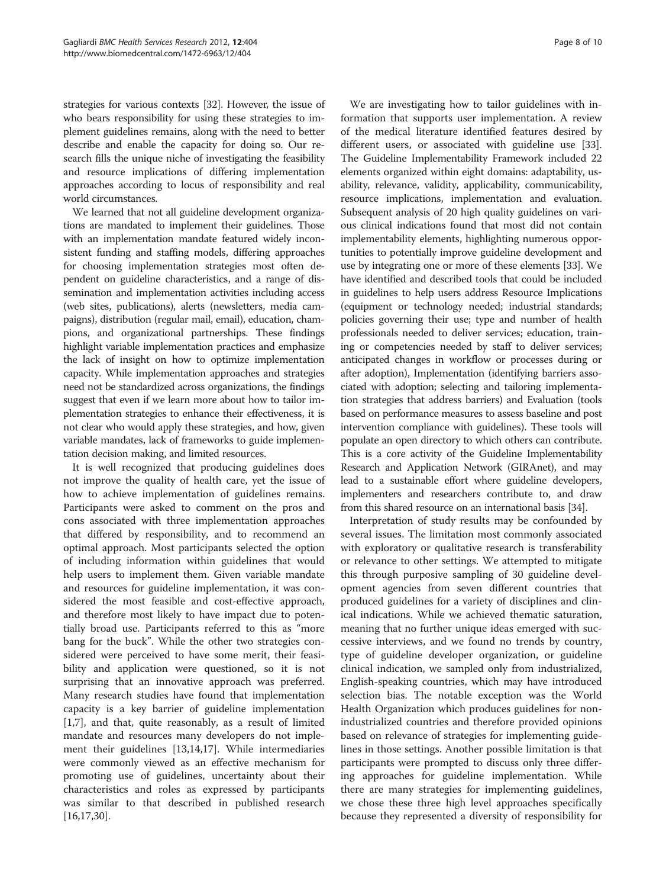strategies for various contexts [32]. However, the issue of who bears responsibility for using these strategies to implement guidelines remains, along with the need to better describe and enable the capacity for doing so. Our research fills the unique niche of investigating the feasibility and resource implications of differing implementation approaches according to locus of responsibility and real world circumstances.

We learned that not all guideline development organizations are mandated to implement their guidelines. Those with an implementation mandate featured widely inconsistent funding and staffing models, differing approaches for choosing implementation strategies most often dependent on guideline characteristics, and a range of dissemination and implementation activities including access (web sites, publications), alerts (newsletters, media campaigns), distribution (regular mail, email), education, champions, and organizational partnerships. These findings highlight variable implementation practices and emphasize the lack of insight on how to optimize implementation capacity. While implementation approaches and strategies need not be standardized across organizations, the findings suggest that even if we learn more about how to tailor implementation strategies to enhance their effectiveness, it is not clear who would apply these strategies, and how, given variable mandates, lack of frameworks to guide implementation decision making, and limited resources.

It is well recognized that producing guidelines does not improve the quality of health care, yet the issue of how to achieve implementation of guidelines remains. Participants were asked to comment on the pros and cons associated with three implementation approaches that differed by responsibility, and to recommend an optimal approach. Most participants selected the option of including information within guidelines that would help users to implement them. Given variable mandate and resources for guideline implementation, it was considered the most feasible and cost-effective approach, and therefore most likely to have impact due to potentially broad use. Participants referred to this as "more bang for the buck". While the other two strategies considered were perceived to have some merit, their feasibility and application were questioned, so it is not surprising that an innovative approach was preferred. Many research studies have found that implementation capacity is a key barrier of guideline implementation [1,7], and that, quite reasonably, as a result of limited mandate and resources many developers do not implement their guidelines [13,14,17]. While intermediaries were commonly viewed as an effective mechanism for promoting use of guidelines, uncertainty about their characteristics and roles as expressed by participants was similar to that described in published research [16,17,30].

We are investigating how to tailor guidelines with information that supports user implementation. A review of the medical literature identified features desired by different users, or associated with guideline use [33]. The Guideline Implementability Framework included 22 elements organized within eight domains: adaptability, usability, relevance, validity, applicability, communicability, resource implications, implementation and evaluation. Subsequent analysis of 20 high quality guidelines on various clinical indications found that most did not contain implementability elements, highlighting numerous opportunities to potentially improve guideline development and use by integrating one or more of these elements [33]. We have identified and described tools that could be included in guidelines to help users address Resource Implications (equipment or technology needed; industrial standards; policies governing their use; type and number of health professionals needed to deliver services; education, training or competencies needed by staff to deliver services; anticipated changes in workflow or processes during or after adoption), Implementation (identifying barriers associated with adoption; selecting and tailoring implementation strategies that address barriers) and Evaluation (tools based on performance measures to assess baseline and post intervention compliance with guidelines). These tools will populate an open directory to which others can contribute. This is a core activity of the Guideline Implementability Research and Application Network (GIRAnet), and may lead to a sustainable effort where guideline developers, implementers and researchers contribute to, and draw from this shared resource on an international basis [34].

Interpretation of study results may be confounded by several issues. The limitation most commonly associated with exploratory or qualitative research is transferability or relevance to other settings. We attempted to mitigate this through purposive sampling of 30 guideline development agencies from seven different countries that produced guidelines for a variety of disciplines and clinical indications. While we achieved thematic saturation, meaning that no further unique ideas emerged with successive interviews, and we found no trends by country, type of guideline developer organization, or guideline clinical indication, we sampled only from industrialized, English-speaking countries, which may have introduced selection bias. The notable exception was the World Health Organization which produces guidelines for non-industrialized countries and therefore provided opinions based on relevance of strategies for implementing guidelines in those settings. Another possible limitation is that participants were prompted to discuss only three differing approaches for guideline implementation. While there are many strategies for implementing guidelines, we chose these three high level approaches specifically because they represented a diversity of responsibility for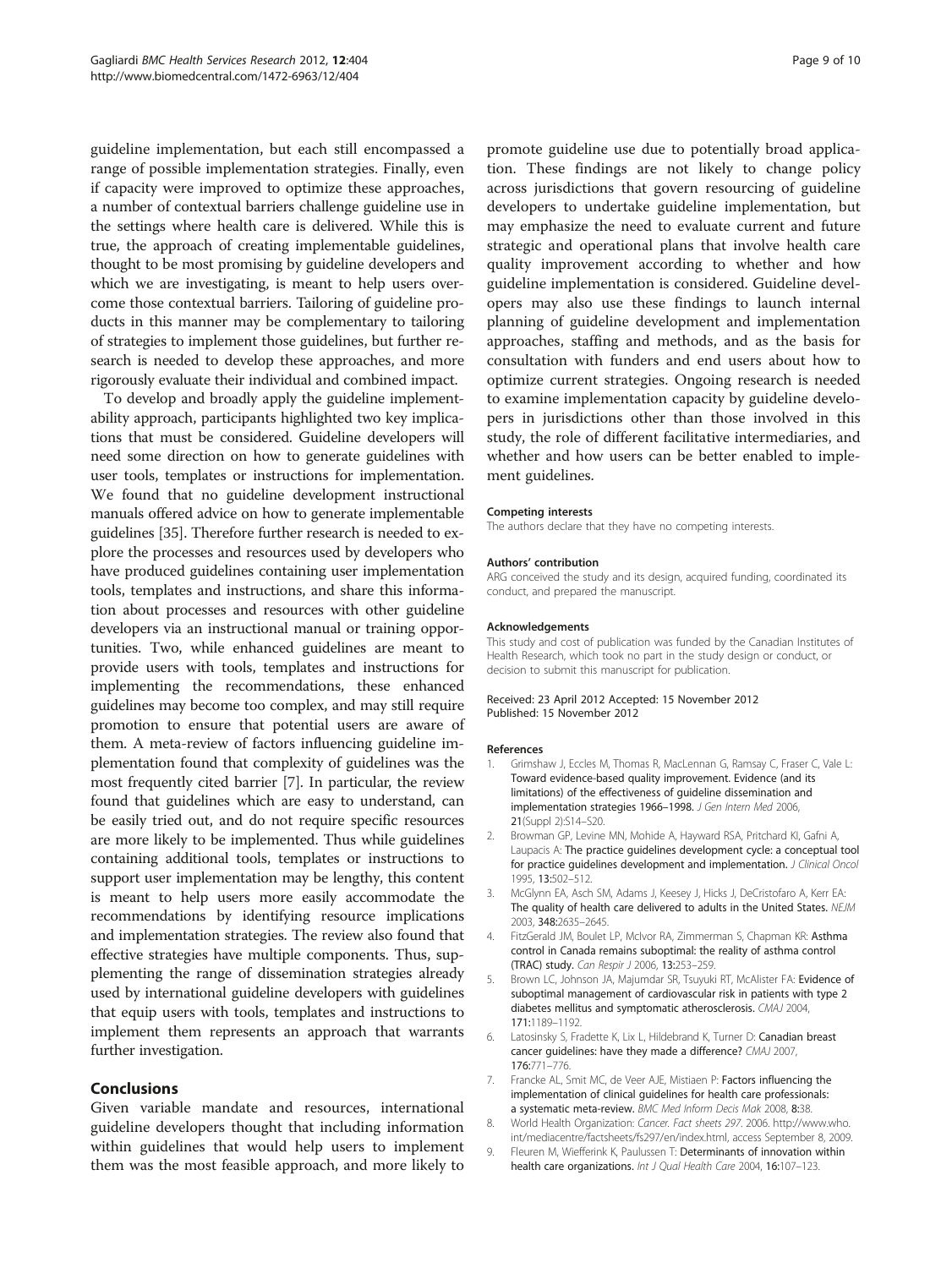guideline implementation, but each still encompassed a range of possible implementation strategies. Finally, even if capacity were improved to optimize these approaches, a number of contextual barriers challenge guideline use in the settings where health care is delivered. While this is true, the approach of creating implementable guidelines, thought to be most promising by guideline developers and which we are investigating, is meant to help users overcome those contextual barriers. Tailoring of guideline products in this manner may be complementary to tailoring of strategies to implement those guidelines, but further research is needed to develop these approaches, and more rigorously evaluate their individual and combined impact.

To develop and broadly apply the guideline implementability approach, participants highlighted two key implications that must be considered. Guideline developers will need some direction on how to generate guidelines with user tools, templates or instructions for implementation. We found that no guideline development instructional manuals offered advice on how to generate implementable guidelines [35]. Therefore further research is needed to explore the processes and resources used by developers who have produced guidelines containing user implementation tools, templates and instructions, and share this information about processes and resources with other guideline developers via an instructional manual or training opportunities. Two, while enhanced guidelines are meant to provide users with tools, templates and instructions for implementing the recommendations, these enhanced guidelines may become too complex, and may still require promotion to ensure that potential users are aware of them. A meta-review of factors influencing guideline implementation found that complexity of guidelines was the most frequently cited barrier [7]. In particular, the review found that guidelines which are easy to understand, can be easily tried out, and do not require specific resources are more likely to be implemented. Thus while guidelines containing additional tools, templates or instructions to support user implementation may be lengthy, this content is meant to help users more easily accommodate the recommendations by identifying resource implications and implementation strategies. The review also found that effective strategies have multiple components. Thus, supplementing the range of dissemination strategies already used by international guideline developers with guidelines that equip users with tools, templates and instructions to implement them represents an approach that warrants further investigation.

## Conclusions

Given variable mandate and resources, international guideline developers thought that including information within guidelines that would help users to implement them was the most feasible approach, and more likely to promote guideline use due to potentially broad application. These findings are not likely to change policy across jurisdictions that govern resourcing of guideline developers to undertake guideline implementation, but may emphasize the need to evaluate current and future strategic and operational plans that involve health care quality improvement according to whether and how guideline implementation is considered. Guideline developers may also use these findings to launch internal planning of guideline development and implementation approaches, staffing and methods, and as the basis for consultation with funders and end users about how to optimize current strategies. Ongoing research is needed to examine implementation capacity by guideline developers in jurisdictions other than those involved in this study, the role of different facilitative intermediaries, and whether and how users can be better enabled to implement guidelines.

#### Competing interests

The authors declare that they have no competing interests.

#### Authors' contribution

ARG conceived the study and its design, acquired funding, coordinated its conduct, and prepared the manuscript.

#### Acknowledgements

This study and cost of publication was funded by the Canadian Institutes of Health Research, which took no part in the study design or conduct, or decision to submit this manuscript for publication.

Received: 23 April 2012 Accepted: 15 November 2012
Published: 15 November 2012

#### References

1. Grimshaw J, Eccles M, Thomas R, MacLennan G, Ramsay C, Fraser C, Vale L: **Toward evidence-based quality improvement. Evidence (and its limitations) of the effectiveness of guideline dissemination and implementation strategies 1966–1998.** *J Gen Intern Med* 2006, **21**(Suppl 2):S14–S20.
2. Browman GP, Levine MN, Mohide A, Hayward RSA, Pritchard KI, Gafni A, Laupacis A: **The practice guidelines development cycle: a conceptual tool for practice guidelines development and implementation.** *J Clinical Oncol* 1995, **13**:502–512.
3. McGlynn EA, Asch SM, Adams J, Keesey J, Hicks J, DeCristofaro A, Kerr EA: **The quality of health care delivered to adults in the United States.** *NEJM* 2003, **348**:2635–2645.
4. FitzGerald JM, Boulet LP, McIvor RA, Zimmerman S, Chapman KR: **Asthma control in Canada remains suboptimal: the reality of asthma control (TRAC) study.** *Can Respir J* 2006, **13**:253–259.
5. Brown LC, Johnson JA, Majumdar SR, Tsuyuki RT, McAlister FA: **Evidence of suboptimal management of cardiovascular risk in patients with type 2 diabetes mellitus and symptomatic atherosclerosis.** *CMAJ* 2004, **171**:1189–1192.
6. Latosinsky S, Fradette K, Lix L, Hildebrand K, Turner D: **Canadian breast cancer guidelines: have they made a difference?** *CMAJ* 2007, **176**:771–776.
7. Francke AL, Smit MC, de Veer AJE, Mistiaen P: **Factors influencing the implementation of clinical guidelines for health care professionals: a systematic meta-review.** *BMC Med Inform Decis Mak* 2008, **8**:38.
8. World Health Organization: *Cancer. Fact sheets 297*. 2006. http://www.who.int/mediacentre/factsheets/fs297/en/index.html, access September 8, 2009.
9. Fleuren M, Wiefferink K, Paulussen T: **Determinants of innovation within health care organizations.** *Int J Qual Health Care* 2004, **16**:107–123.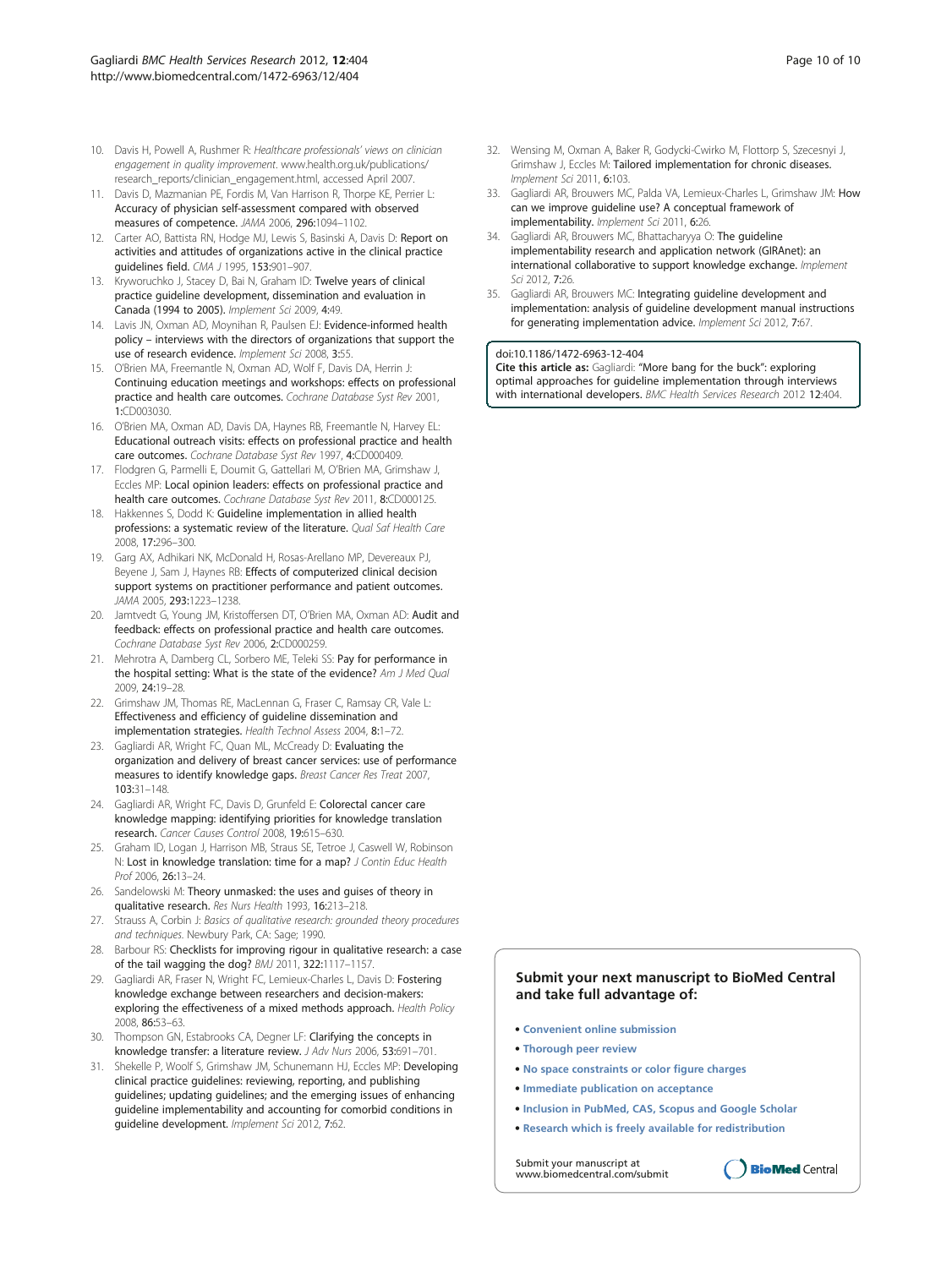10. Davis H, Powell A, Rushmer R: *Healthcare professionals' views on clinician engagement in quality improvement*. www.health.org.uk/publications/research_reports/clinician_engagement.html, accessed April 2007.
11. Davis D, Mazmanian PE, Fordis M, Van Harrison R, Thorpe KE, Perrier L: **Accuracy of physician self-assessment compared with observed measures of competence.** *JAMA* 2006, **296**:1094–1102.
12. Carter AO, Battista RN, Hodge MJ, Lewis S, Basinski A, Davis D: **Report on activities and attitudes of organizations active in the clinical practice guidelines field.** *CMA J* 1995, **153**:901–907.
13. Kryworuchko J, Stacey D, Bai N, Graham ID: **Twelve years of clinical practice guideline development, dissemination and evaluation in Canada (1994 to 2005).** *Implement Sci* 2009, **4**:49.
14. Lavis JN, Oxman AD, Moynihan R, Paulsen EJ: **Evidence-informed health policy – interviews with the directors of organizations that support the use of research evidence.** *Implement Sci* 2008, **3**:55.
15. O'Brien MA, Freemantle N, Oxman AD, Wolf F, Davis DA, Herrin J: **Continuing education meetings and workshops: effects on professional practice and health care outcomes.** *Cochrane Database Syst Rev* 2001, **1**:CD003030.
16. O'Brien MA, Oxman AD, Davis DA, Haynes RB, Freemantle N, Harvey EL: **Educational outreach visits: effects on professional practice and health care outcomes.** *Cochrane Database Syst Rev* 1997, **4**:CD000409.
17. Flodgren G, Parmelli E, Doumit G, Gattellari M, O'Brien MA, Grimshaw J, Eccles MP: **Local opinion leaders: effects on professional practice and health care outcomes.** *Cochrane Database Syst Rev* 2011, **8**:CD000125.
18. Hakkennes S, Dodd K: **Guideline implementation in allied health professions: a systematic review of the literature.** *Qual Saf Health Care* 2008, **17**:296–300.
19. Garg AX, Adhikari NK, McDonald H, Rosas-Arellano MP, Devereaux PJ, Beyene J, Sam J, Haynes RB: **Effects of computerized clinical decision support systems on practitioner performance and patient outcomes.** *JAMA* 2005, **293**:1223–1238.
20. Jamtvedt G, Young JM, Kristoffersen DT, O'Brien MA, Oxman AD: **Audit and feedback: effects on professional practice and health care outcomes.** *Cochrane Database Syst Rev* 2006, **2**:CD000259.
21. Mehrotra A, Damberg CL, Sorbero ME, Teleki SS: **Pay for performance in the hospital setting: What is the state of the evidence?** *Am J Med Qual* 2009, **24**:19–28.
22. Grimshaw JM, Thomas RE, MacLennan G, Fraser C, Ramsay CR, Vale L: **Effectiveness and efficiency of guideline dissemination and implementation strategies.** *Health Technol Assess* 2004, **8**:1–72.
23. Gagliardi AR, Wright FC, Quan ML, McCready D: **Evaluating the organization and delivery of breast cancer services: use of performance measures to identify knowledge gaps.** *Breast Cancer Res Treat* 2007, **103**:31–148.
24. Gagliardi AR, Wright FC, Davis D, Grunfeld E: **Colorectal cancer care knowledge mapping: identifying priorities for knowledge translation research.** *Cancer Causes Control* 2008, **19**:615–630.
25. Graham ID, Logan J, Harrison MB, Straus SE, Tetroe J, Caswell W, Robinson N: **Lost in knowledge translation: time for a map?** *J Contin Educ Health Prof* 2006, **26**:13–24.
26. Sandelowski M: **Theory unmasked: the uses and guises of theory in qualitative research.** *Res Nurs Health* 1993, **16**:213–218.
27. Strauss A, Corbin J: *Basics of qualitative research: grounded theory procedures and techniques*. Newbury Park, CA: Sage; 1990.
28. Barbour RS: **Checklists for improving rigour in qualitative research: a case of the tail wagging the dog?** *BMJ* 2011, **322**:1117–1157.
29. Gagliardi AR, Fraser N, Wright FC, Lemieux-Charles L, Davis D: **Fostering knowledge exchange between researchers and decision-makers: exploring the effectiveness of a mixed methods approach.** *Health Policy* 2008, **86**:53–63.
30. Thompson GN, Estabrooks CA, Degner LF: **Clarifying the concepts in knowledge transfer: a literature review.** *J Adv Nurs* 2006, **53**:691–701.
31. Shekelle P, Woolf S, Grimshaw JM, Schunemann HJ, Eccles MP: **Developing clinical practice guidelines: reviewing, reporting, and publishing guidelines; updating guidelines; and the emerging issues of enhancing guideline implementability and accounting for comorbid conditions in guideline development.** *Implement Sci* 2012, **7**:62.
32. Wensing M, Oxman A, Baker R, Godycki-Cwirko M, Flottorp S, Szecesnyi J, Grimshaw J, Eccles M: **Tailored implementation for chronic diseases.** *Implement Sci* 2011, **6**:103.
33. Gagliardi AR, Brouwers MC, Palda VA, Lemieux-Charles L, Grimshaw JM: **How can we improve guideline use? A conceptual framework of implementability.** *Implement Sci* 2011, **6**:26.
34. Gagliardi AR, Brouwers MC, Bhattacharyya O: **The guideline implementability research and application network (GIRAnet): an international collaborative to support knowledge exchange.** *Implement Sci* 2012, **7**:26.
35. Gagliardi AR, Brouwers MC: **Integrating guideline development and implementation: analysis of guideline development manual instructions for generating implementation advice.** *Implement Sci* 2012, **7**:67.

doi:10.1186/1472-6963-12-404
**Cite this article as:** Gagliardi: "More bang for the buck": exploring optimal approaches for guideline implementation through interviews with international developers. *BMC Health Services Research* 2012 **12**:404.

**Submit your next manuscript to BioMed Central and take full advantage of:**

- **Convenient online submission**
- **Thorough peer review**
- **No space constraints or color figure charges**
- **Immediate publication on acceptance**
- **Inclusion in PubMed, CAS, Scopus and Google Scholar**
- **Research which is freely available for redistribution**

Submit your manuscript at
www.biomedcentral.com/submit

BioMed Central